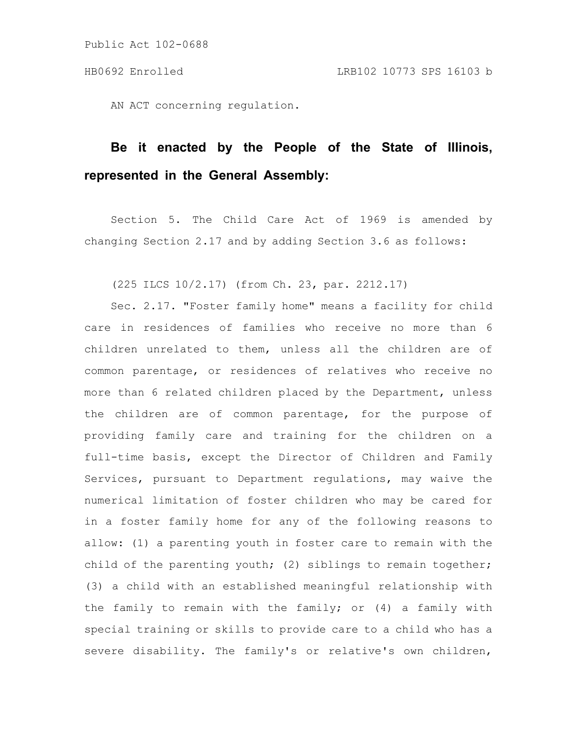Public Act 102-0688

HB0692 Enrolled LRB102 10773 SPS 16103 b

AN ACT concerning regulation.

**Be it enacted by the People of the State of Illinois, represented in the General Assembly:**

Section 5. The Child Care Act of 1969 is amended by changing Section 2.17 and by adding Section 3.6 as follows:

(225 ILCS 10/2.17) (from Ch. 23, par. 2212.17)

Sec. 2.17. "Foster family home" means a facility for child care in residences of families who receive no more than 6 children unrelated to them, unless all the children are of common parentage, or residences of relatives who receive no more than 6 related children placed by the Department, unless the children are of common parentage, for the purpose of providing family care and training for the children on a full-time basis, except the Director of Children and Family Services, pursuant to Department regulations, may waive the numerical limitation of foster children who may be cared for in a foster family home for any of the following reasons to allow: (1) a parenting youth in foster care to remain with the child of the parenting youth; (2) siblings to remain together; (3) a child with an established meaningful relationship with the family to remain with the family; or (4) a family with special training or skills to provide care to a child who has a severe disability. The family's or relative's own children,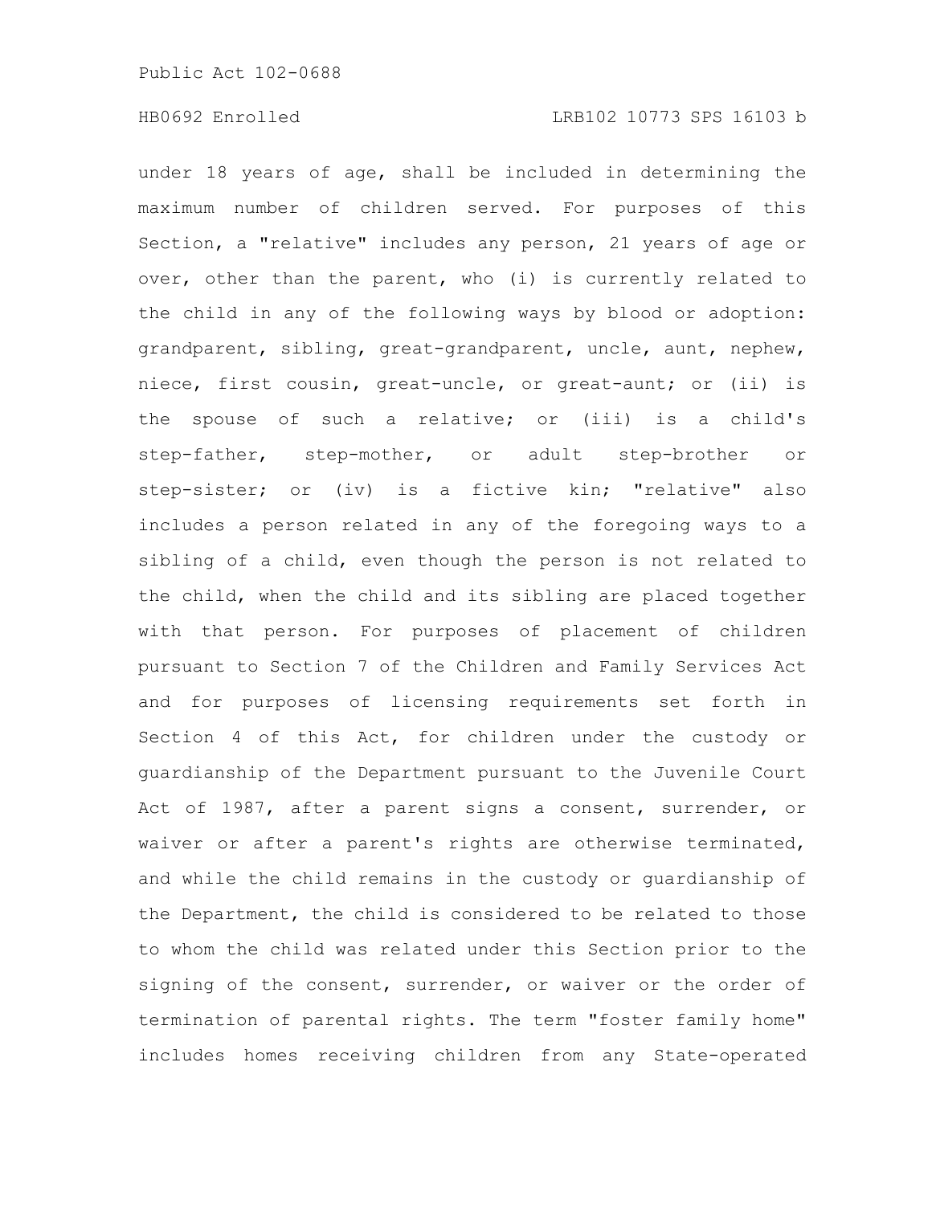under 18 years of age, shall be included in determining the maximum number of children served. For purposes of this Section, a "relative" includes any person, 21 years of age or over, other than the parent, who (i) is currently related to the child in any of the following ways by blood or adoption: grandparent, sibling, great-grandparent, uncle, aunt, nephew, niece, first cousin, great-uncle, or great-aunt; or (ii) is the spouse of such a relative; or (iii) is a child's step-father, step-mother, or adult step-brother or step-sister; or (iv) is a fictive kin; "relative" also includes a person related in any of the foregoing ways to a sibling of a child, even though the person is not related to the child, when the child and its sibling are placed together with that person. For purposes of placement of children pursuant to Section 7 of the Children and Family Services Act and for purposes of licensing requirements set forth in Section 4 of this Act, for children under the custody or guardianship of the Department pursuant to the Juvenile Court Act of 1987, after a parent signs a consent, surrender, or waiver or after a parent's rights are otherwise terminated, and while the child remains in the custody or guardianship of the Department, the child is considered to be related to those to whom the child was related under this Section prior to the signing of the consent, surrender, or waiver or the order of termination of parental rights. The term "foster family home" includes homes receiving children from any State-operated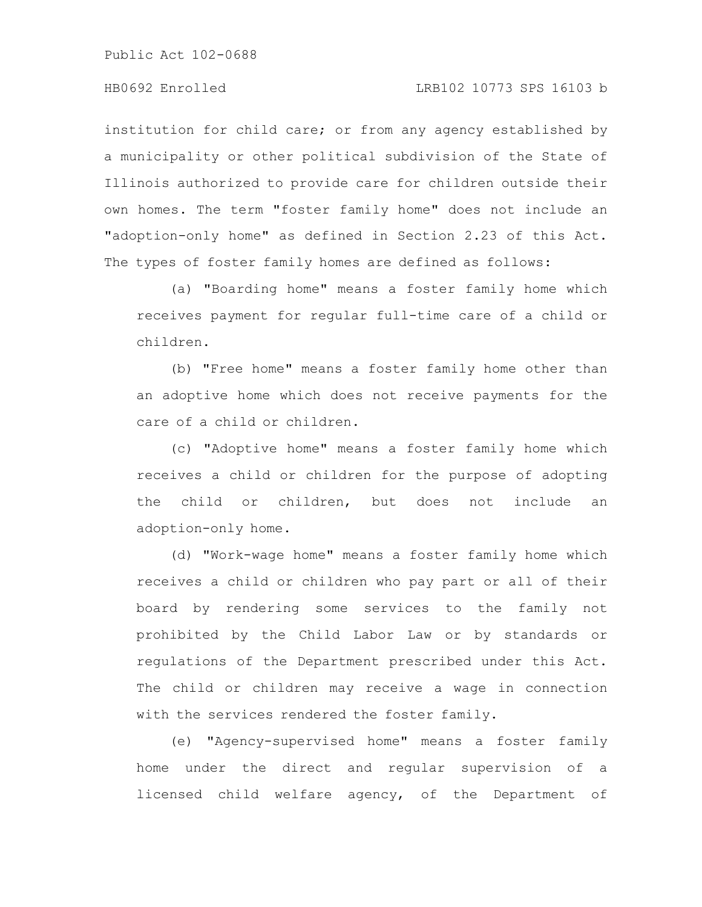institution for child care; or from any agency established by a municipality or other political subdivision of the State of Illinois authorized to provide care for children outside their own homes. The term "foster family home" does not include an "adoption-only home" as defined in Section 2.23 of this Act. The types of foster family homes are defined as follows:

(a) "Boarding home" means a foster family home which receives payment for regular full-time care of a child or children.

(b) "Free home" means a foster family home other than an adoptive home which does not receive payments for the care of a child or children.

(c) "Adoptive home" means a foster family home which receives a child or children for the purpose of adopting the child or children, but does not include an adoption-only home.

(d) "Work-wage home" means a foster family home which receives a child or children who pay part or all of their board by rendering some services to the family not prohibited by the Child Labor Law or by standards or regulations of the Department prescribed under this Act. The child or children may receive a wage in connection with the services rendered the foster family.

(e) "Agency-supervised home" means a foster family home under the direct and regular supervision of a licensed child welfare agency, of the Department of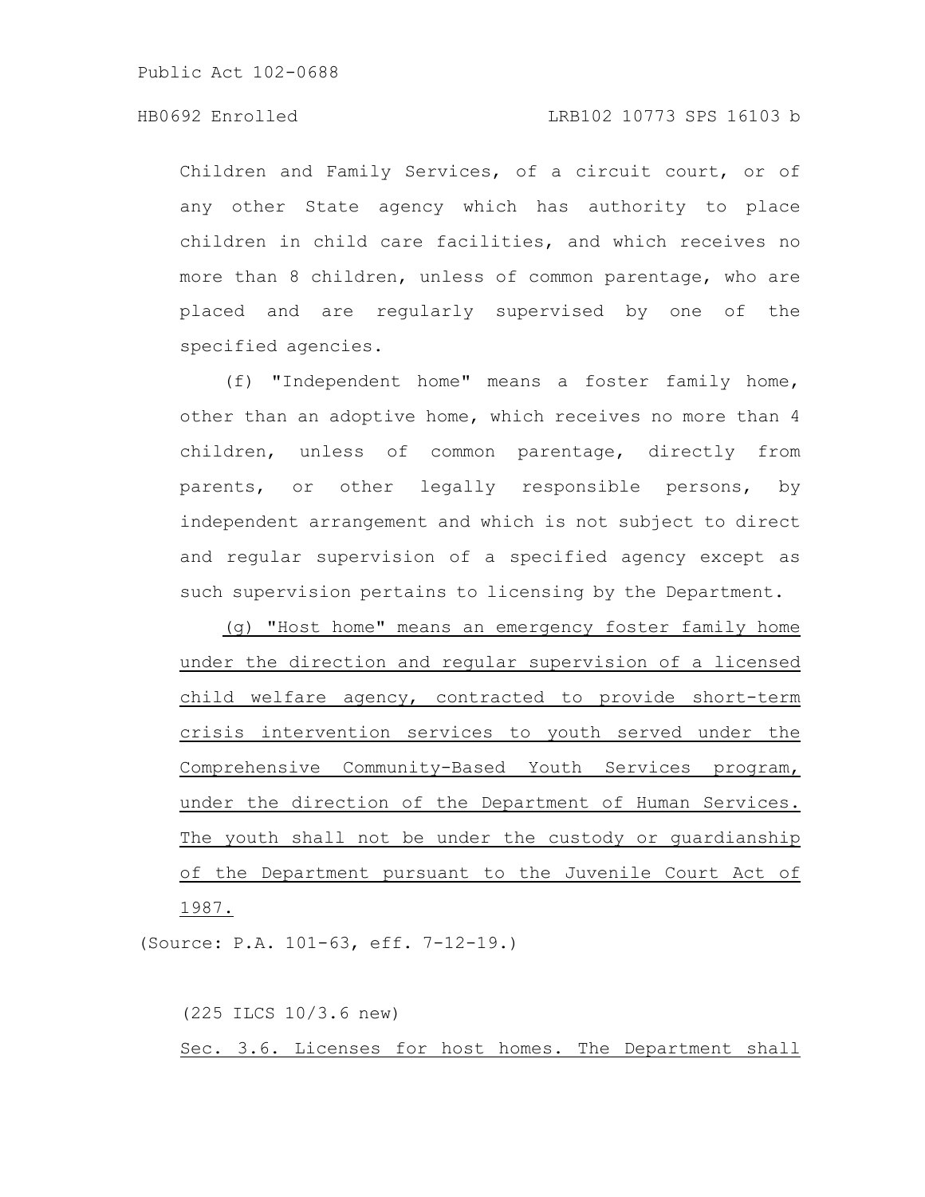Children and Family Services, of a circuit court, or of any other State agency which has authority to place children in child care facilities, and which receives no more than 8 children, unless of common parentage, who are placed and are regularly supervised by one of the specified agencies.

(f) "Independent home" means a foster family home, other than an adoptive home, which receives no more than 4 children, unless of common parentage, directly from parents, or other legally responsible persons, by independent arrangement and which is not subject to direct and regular supervision of a specified agency except as such supervision pertains to licensing by the Department.

(g) "Host home" means an emergency foster family home under the direction and regular supervision of a licensed child welfare agency, contracted to provide short-term crisis intervention services to youth served under the Comprehensive Community-Based Youth Services program, under the direction of the Department of Human Services. The youth shall not be under the custody or guardianship of the Department pursuant to the Juvenile Court Act of 1987.

(Source: P.A. 101-63, eff. 7-12-19.)

(225 ILCS 10/3.6 new)

Sec. 3.6. Licenses for host homes. The Department shall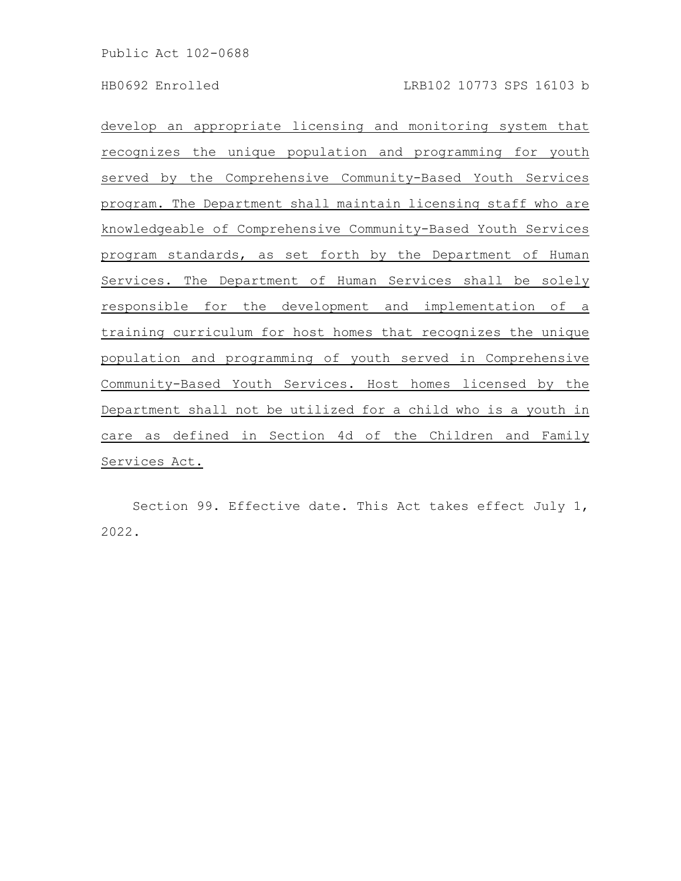develop an appropriate licensing and monitoring system that recognizes the unique population and programming for youth served by the Comprehensive Community-Based Youth Services program. The Department shall maintain licensing staff who are knowledgeable of Comprehensive Community-Based Youth Services program standards, as set forth by the Department of Human Services. The Department of Human Services shall be solely responsible for the development and implementation of a training curriculum for host homes that recognizes the unique population and programming of youth served in Comprehensive Community-Based Youth Services. Host homes licensed by the Department shall not be utilized for a child who is a youth in care as defined in Section 4d of the Children and Family Services Act.

Section 99. Effective date. This Act takes effect July 1, 2022.